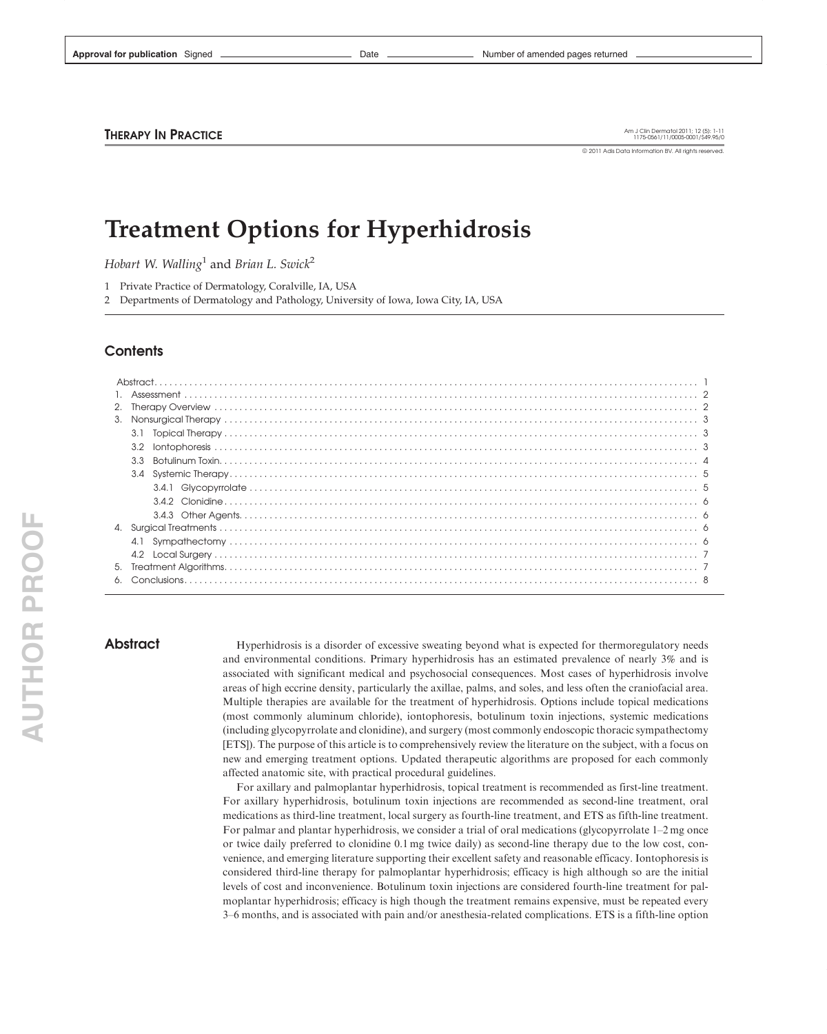**THERAPY IN PRACTICE**

# Treatment Options for Hyperhidrosis

*Hobart W. Walling*[1] and *Brian L. Swick*[2]

1 Private Practice of Dermatology, Coralville, IA, USA

2 Departments of Dermatology and Pathology, University of Iowa, Iowa City, IA, USA

## Contents

- Abstract . . . 1
- 1. Assessment . . . 2
- 2. Therapy Overview . . . 2
- 3. Nonsurgical Therapy . . . 3
  - 3.1 Topical Therapy . . . 3
  - 3.2 Iontophoresis . . . 3
  - 3.3 Botulinum Toxin . . . 4
  - 3.4 Systemic Therapy . . . 5
    - 3.4.1 Glycopyrrolate . . . 5
    - 3.4.2 Clonidine . . . 6
    - 3.4.3 Other Agents . . . 6
- 4. Surgical Treatments . . . 6
  - 4.1 Sympathectomy . . . 6
  - 4.2 Local Surgery . . . 7
- 5. Treatment Algorithms . . . 7
- 6. Conclusions . . . 8

## Abstract

Hyperhidrosis is a disorder of excessive sweating beyond what is expected for thermoregulatory needs and environmental conditions. Primary hyperhidrosis has an estimated prevalence of nearly 3% and is associated with significant medical and psychosocial consequences. Most cases of hyperhidrosis involve areas of high eccrine density, particularly the axillae, palms, and soles, and less often the craniofacial area. Multiple therapies are available for the treatment of hyperhidrosis. Options include topical medications (most commonly aluminum chloride), iontophoresis, botulinum toxin injections, systemic medications (including glycopyrrolate and clonidine), and surgery (most commonly endoscopic thoracic sympathectomy [ETS]). The purpose of this article is to comprehensively review the literature on the subject, with a focus on new and emerging treatment options. Updated therapeutic algorithms are proposed for each commonly affected anatomic site, with practical procedural guidelines.

For axillary and palmoplantar hyperhidrosis, topical treatment is recommended as first-line treatment. For axillary hyperhidrosis, botulinum toxin injections are recommended as second-line treatment, oral medications as third-line treatment, local surgery as fourth-line treatment, and ETS as fifth-line treatment. For palmar and plantar hyperhidrosis, we consider a trial of oral medications (glycopyrrolate 1–2 mg once or twice daily preferred to clonidine 0.1 mg twice daily) as second-line therapy due to the low cost, convenience, and emerging literature supporting their excellent safety and reasonable efficacy. Iontophoresis is considered third-line therapy for palmoplantar hyperhidrosis; efficacy is high although so are the initial levels of cost and inconvenience. Botulinum toxin injections are considered fourth-line treatment for palmoplantar hyperhidrosis; efficacy is high though the treatment remains expensive, must be repeated every 3–6 months, and is associated with pain and/or anesthesia-related complications. ETS is a fifth-line option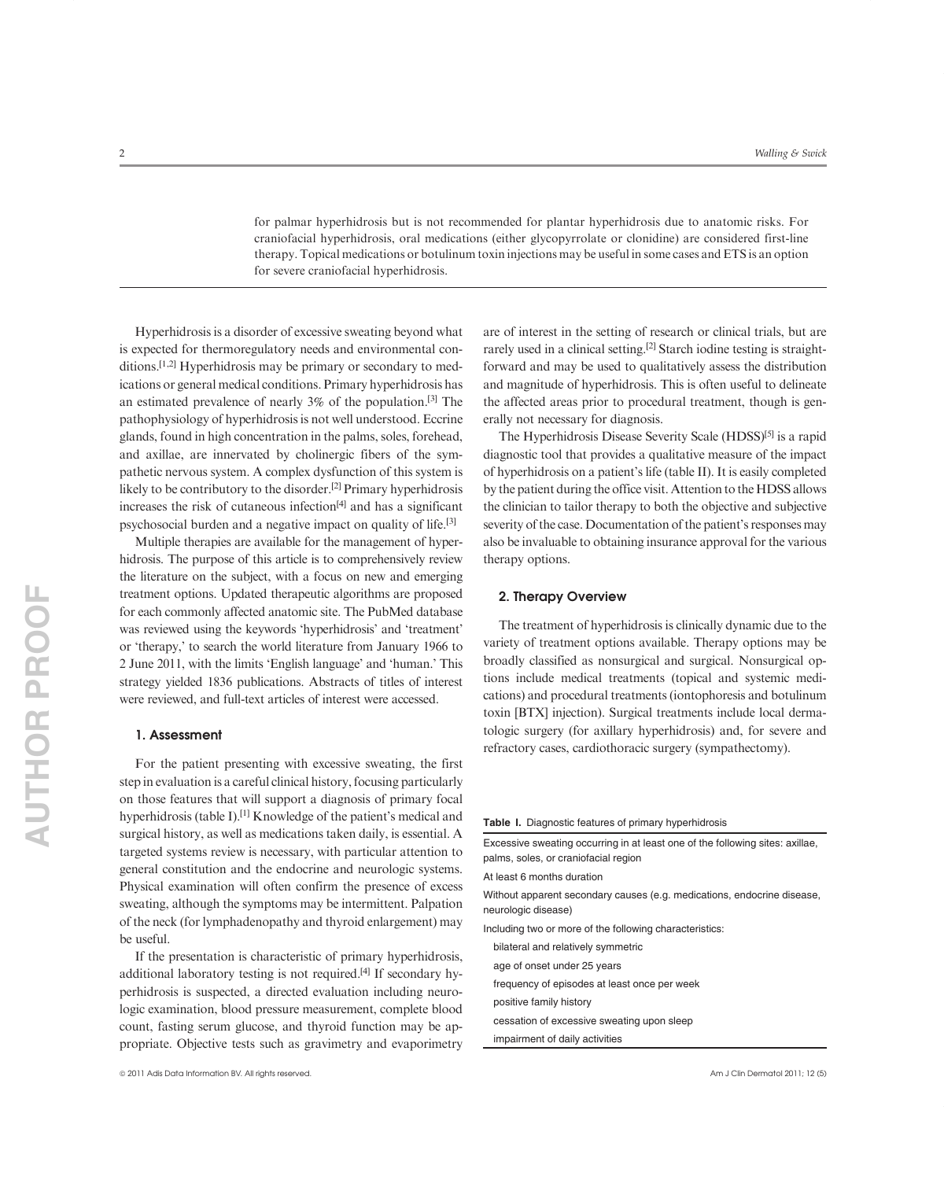for palmar hyperhidrosis but is not recommended for plantar hyperhidrosis due to anatomic risks. For craniofacial hyperhidrosis, oral medications (either glycopyrrolate or clonidine) are considered first-line therapy. Topical medications or botulinum toxin injections may be useful in some cases and ETS is an option for severe craniofacial hyperhidrosis.

Hyperhidrosis is a disorder of excessive sweating beyond what is expected for thermoregulatory needs and environmental conditions.[1,2] Hyperhidrosis may be primary or secondary to medications or general medical conditions. Primary hyperhidrosis has an estimated prevalence of nearly 3% of the population.[3] The pathophysiology of hyperhidrosis is not well understood. Eccrine glands, found in high concentration in the palms, soles, forehead, and axillae, are innervated by cholinergic fibers of the sympathetic nervous system. A complex dysfunction of this system is likely to be contributory to the disorder.[2] Primary hyperhidrosis increases the risk of cutaneous infection[4] and has a significant psychosocial burden and a negative impact on quality of life.[3]

Multiple therapies are available for the management of hyperhidrosis. The purpose of this article is to comprehensively review the literature on the subject, with a focus on new and emerging treatment options. Updated therapeutic algorithms are proposed for each commonly affected anatomic site. The PubMed database was reviewed using the keywords 'hyperhidrosis' and 'treatment' or 'therapy,' to search the world literature from January 1966 to 2 June 2011, with the limits 'English language' and 'human.' This strategy yielded 1836 publications. Abstracts of titles of interest were reviewed, and full-text articles of interest were accessed.

## 1. Assessment

For the patient presenting with excessive sweating, the first step in evaluation is a careful clinical history, focusing particularly on those features that will support a diagnosis of primary focal hyperhidrosis (table I).[1] Knowledge of the patient's medical and surgical history, as well as medications taken daily, is essential. A targeted systems review is necessary, with particular attention to general constitution and the endocrine and neurologic systems. Physical examination will often confirm the presence of excess sweating, although the symptoms may be intermittent. Palpation of the neck (for lymphadenopathy and thyroid enlargement) may be useful.

If the presentation is characteristic of primary hyperhidrosis, additional laboratory testing is not required.[4] If secondary hyperhidrosis is suspected, a directed evaluation including neurologic examination, blood pressure measurement, complete blood count, fasting serum glucose, and thyroid function may be appropriate. Objective tests such as gravimetry and evaporimetry are of interest in the setting of research or clinical trials, but are rarely used in a clinical setting.[2] Starch iodine testing is straightforward and may be used to qualitatively assess the distribution and magnitude of hyperhidrosis. This is often useful to delineate the affected areas prior to procedural treatment, though is generally not necessary for diagnosis.

The Hyperhidrosis Disease Severity Scale (HDSS)[5] is a rapid diagnostic tool that provides a qualitative measure of the impact of hyperhidrosis on a patient's life (table II). It is easily completed by the patient during the office visit. Attention to the HDSS allows the clinician to tailor therapy to both the objective and subjective severity of the case. Documentation of the patient's responses may also be invaluable to obtaining insurance approval for the various therapy options.

## 2. Therapy Overview

The treatment of hyperhidrosis is clinically dynamic due to the variety of treatment options available. Therapy options may be broadly classified as nonsurgical and surgical. Nonsurgical options include medical treatments (topical and systemic medications) and procedural treatments (iontophoresis and botulinum toxin [BTX] injection). Surgical treatments include local dermatologic surgery (for axillary hyperhidrosis) and, for severe and refractory cases, cardiothoracic surgery (sympathectomy).

**Table I.** Diagnostic features of primary hyperhidrosis

| |
|---|
| Excessive sweating occurring in at least one of the following sites: axillae, palms, soles, or craniofacial region |
| At least 6 months duration |
| Without apparent secondary causes (e.g. medications, endocrine disease, neurologic disease) |
| Including two or more of the following characteristics: |
| bilateral and relatively symmetric |
| age of onset under 25 years |
| frequency of episodes at least once per week |
| positive family history |
| cessation of excessive sweating upon sleep |
| impairment of daily activities |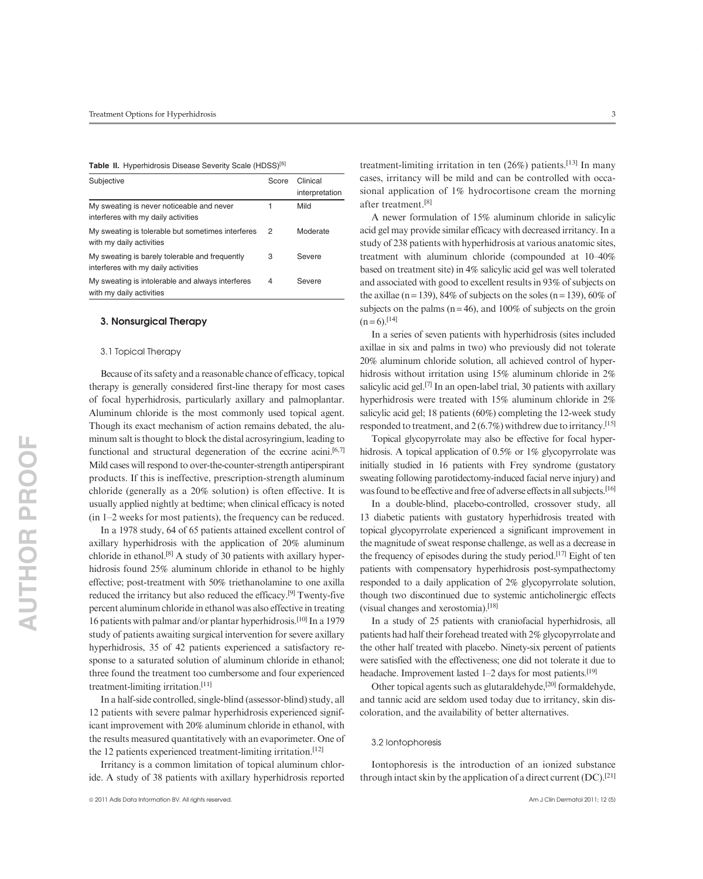**Table II.** Hyperhidrosis Disease Severity Scale (HDSS)[5]

| Subjective | Score | Clinical interpretation |
|---|---|---|
| My sweating is never noticeable and never interferes with my daily activities | 1 | Mild |
| My sweating is tolerable but sometimes interferes with my daily activities | 2 | Moderate |
| My sweating is barely tolerable and frequently interferes with my daily activities | 3 | Severe |
| My sweating is intolerable and always interferes with my daily activities | 4 | Severe |

## 3. Nonsurgical Therapy

### 3.1 Topical Therapy

Because of its safety and a reasonable chance of efficacy, topical therapy is generally considered first-line therapy for most cases of focal hyperhidrosis, particularly axillary and palmoplantar. Aluminum chloride is the most commonly used topical agent. Though its exact mechanism of action remains debated, the aluminum salt is thought to block the distal acrosyringium, leading to functional and structural degeneration of the eccrine acini.[6,7] Mild cases will respond to over-the-counter-strength antiperspirant products. If this is ineffective, prescription-strength aluminum chloride (generally as a 20% solution) is often effective. It is usually applied nightly at bedtime; when clinical efficacy is noted (in 1–2 weeks for most patients), the frequency can be reduced.

In a 1978 study, 64 of 65 patients attained excellent control of axillary hyperhidrosis with the application of 20% aluminum chloride in ethanol.[8] A study of 30 patients with axillary hyperhidrosis found 25% aluminum chloride in ethanol to be highly effective; post-treatment with 50% triethanolamine to one axilla reduced the irritancy but also reduced the efficacy.[9] Twenty-five percent aluminum chloride in ethanol was also effective in treating 16 patients with palmar and/or plantar hyperhidrosis.[10] In a 1979 study of patients awaiting surgical intervention for severe axillary hyperhidrosis, 35 of 42 patients experienced a satisfactory response to a saturated solution of aluminum chloride in ethanol; three found the treatment too cumbersome and four experienced treatment-limiting irritation.[11]

In a half-side controlled, single-blind (assessor-blind) study, all 12 patients with severe palmar hyperhidrosis experienced significant improvement with 20% aluminum chloride in ethanol, with the results measured quantitatively with an evaporimeter. One of the 12 patients experienced treatment-limiting irritation.[12]

Irritancy is a common limitation of topical aluminum chloride. A study of 38 patients with axillary hyperhidrosis reported treatment-limiting irritation in ten (26%) patients.[13] In many cases, irritancy will be mild and can be controlled with occasional application of 1% hydrocortisone cream the morning after treatment.[8]

A newer formulation of 15% aluminum chloride in salicylic acid gel may provide similar efficacy with decreased irritancy. In a study of 238 patients with hyperhidrosis at various anatomic sites, treatment with aluminum chloride (compounded at 10–40% based on treatment site) in 4% salicylic acid gel was well tolerated and associated with good to excellent results in 93% of subjects on the axillae (n = 139), 84% of subjects on the soles (n = 139), 60% of subjects on the palms (n = 46), and 100% of subjects on the groin (n = 6).[14]

In a series of seven patients with hyperhidrosis (sites included axillae in six and palms in two) who previously did not tolerate 20% aluminum chloride solution, all achieved control of hyperhidrosis without irritation using 15% aluminum chloride in 2% salicylic acid gel.[7] In an open-label trial, 30 patients with axillary hyperhidrosis were treated with 15% aluminum chloride in 2% salicylic acid gel; 18 patients (60%) completing the 12-week study responded to treatment, and 2 (6.7%) withdrew due to irritancy.[15]

Topical glycopyrrolate may also be effective for focal hyperhidrosis. A topical application of 0.5% or 1% glycopyrrolate was initially studied in 16 patients with Frey syndrome (gustatory sweating following parotidectomy-induced facial nerve injury) and was found to be effective and free of adverse effects in all subjects.[16]

In a double-blind, placebo-controlled, crossover study, all 13 diabetic patients with gustatory hyperhidrosis treated with topical glycopyrrolate experienced a significant improvement in the magnitude of sweat response challenge, as well as a decrease in the frequency of episodes during the study period.[17] Eight of ten patients with compensatory hyperhidrosis post-sympathectomy responded to a daily application of 2% glycopyrrolate solution, though two discontinued due to systemic anticholinergic effects (visual changes and xerostomia).[18]

In a study of 25 patients with craniofacial hyperhidrosis, all patients had half their forehead treated with 2% glycopyrrolate and the other half treated with placebo. Ninety-six percent of patients were satisfied with the effectiveness; one did not tolerate it due to headache. Improvement lasted 1–2 days for most patients.[19]

Other topical agents such as glutaraldehyde,[20] formaldehyde, and tannic acid are seldom used today due to irritancy, skin discoloration, and the availability of better alternatives.

### 3.2 Iontophoresis

Iontophoresis is the introduction of an ionized substance through intact skin by the application of a direct current (DC).[21]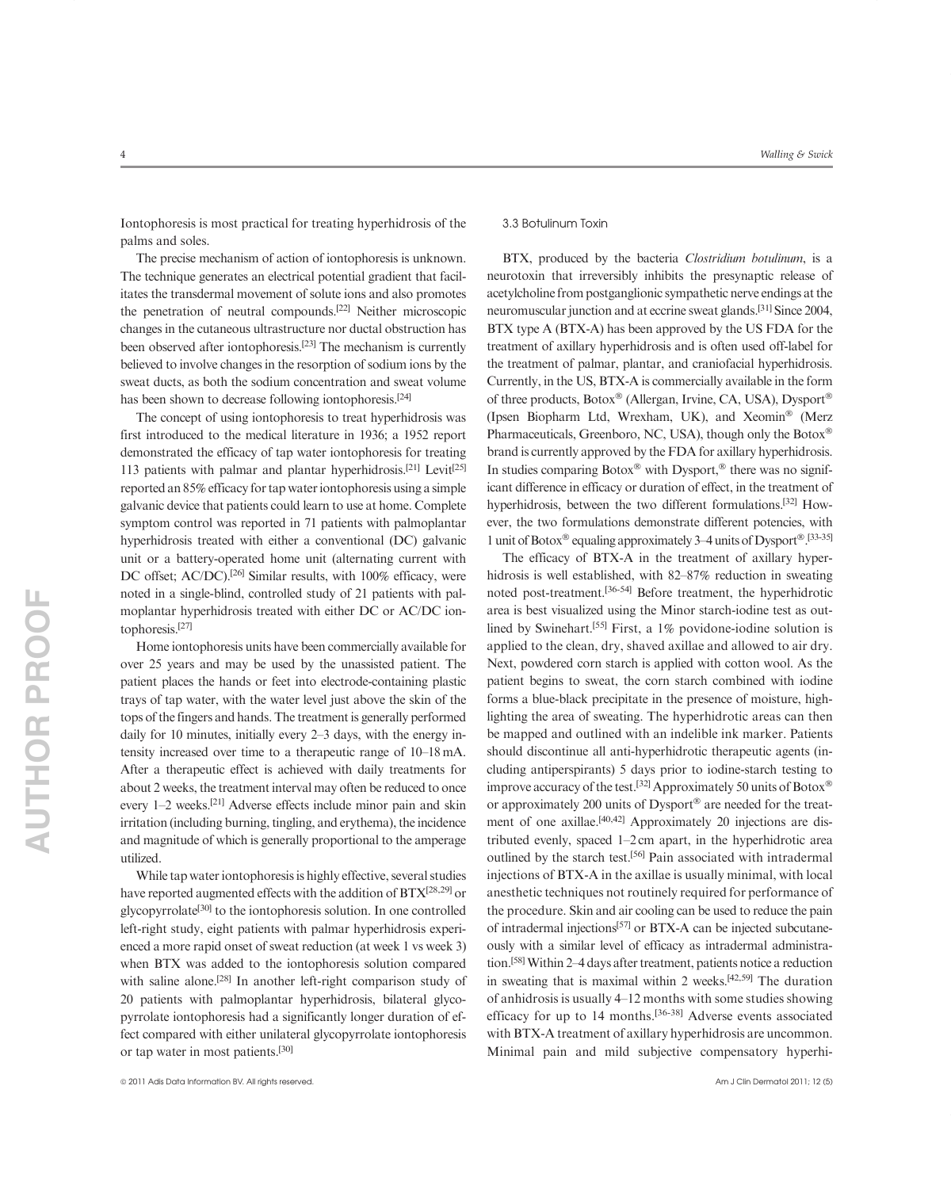Iontophoresis is most practical for treating hyperhidrosis of the palms and soles.

The precise mechanism of action of iontophoresis is unknown. The technique generates an electrical potential gradient that facilitates the transdermal movement of solute ions and also promotes the penetration of neutral compounds.[22] Neither microscopic changes in the cutaneous ultrastructure nor ductal obstruction has been observed after iontophoresis.[23] The mechanism is currently believed to involve changes in the resorption of sodium ions by the sweat ducts, as both the sodium concentration and sweat volume has been shown to decrease following iontophoresis.[24]

The concept of using iontophoresis to treat hyperhidrosis was first introduced to the medical literature in 1936; a 1952 report demonstrated the efficacy of tap water iontophoresis for treating 113 patients with palmar and plantar hyperhidrosis.[21] Levit[25] reported an 85% efficacy for tap water iontophoresis using a simple galvanic device that patients could learn to use at home. Complete symptom control was reported in 71 patients with palmoplantar hyperhidrosis treated with either a conventional (DC) galvanic unit or a battery-operated home unit (alternating current with DC offset; AC/DC).[26] Similar results, with 100% efficacy, were noted in a single-blind, controlled study of 21 patients with palmoplantar hyperhidrosis treated with either DC or AC/DC iontophoresis.[27]

Home iontophoresis units have been commercially available for over 25 years and may be used by the unassisted patient. The patient places the hands or feet into electrode-containing plastic trays of tap water, with the water level just above the skin of the tops of the fingers and hands. The treatment is generally performed daily for 10 minutes, initially every 2–3 days, with the energy intensity increased over time to a therapeutic range of 10–18 mA. After a therapeutic effect is achieved with daily treatments for about 2 weeks, the treatment interval may often be reduced to once every 1–2 weeks.[21] Adverse effects include minor pain and skin irritation (including burning, tingling, and erythema), the incidence and magnitude of which is generally proportional to the amperage utilized.

While tap water iontophoresis is highly effective, several studies have reported augmented effects with the addition of BTX[28,29] or glycopyrrolate[30] to the iontophoresis solution. In one controlled left-right study, eight patients with palmar hyperhidrosis experienced a more rapid onset of sweat reduction (at week 1 vs week 3) when BTX was added to the iontophoresis solution compared with saline alone.[28] In another left-right comparison study of 20 patients with palmoplantar hyperhidrosis, bilateral glycopyrrolate iontophoresis had a significantly longer duration of effect compared with either unilateral glycopyrrolate iontophoresis or tap water in most patients.[30]

### 3.3 Botulinum Toxin

BTX, produced by the bacteria *Clostridium botulinum*, is a neurotoxin that irreversibly inhibits the presynaptic release of acetylcholine from postganglionic sympathetic nerve endings at the neuromuscular junction and at eccrine sweat glands.[31] Since 2004, BTX type A (BTX-A) has been approved by the US FDA for the treatment of axillary hyperhidrosis and is often used off-label for the treatment of palmar, plantar, and craniofacial hyperhidrosis. Currently, in the US, BTX-A is commercially available in the form of three products, Botox® (Allergan, Irvine, CA, USA), Dysport® (Ipsen Biopharm Ltd, Wrexham, UK), and Xeomin® (Merz Pharmaceuticals, Greenboro, NC, USA), though only the Botox® brand is currently approved by the FDA for axillary hyperhidrosis. In studies comparing Botox® with Dysport,® there was no significant difference in efficacy or duration of effect, in the treatment of hyperhidrosis, between the two different formulations.[32] However, the two formulations demonstrate different potencies, with 1 unit of Botox® equaling approximately 3–4 units of Dysport®.[33-35]

The efficacy of BTX-A in the treatment of axillary hyperhidrosis is well established, with 82–87% reduction in sweating noted post-treatment.[36-54] Before treatment, the hyperhidrotic area is best visualized using the Minor starch-iodine test as outlined by Swinehart.[55] First, a 1% povidone-iodine solution is applied to the clean, dry, shaved axillae and allowed to air dry. Next, powdered corn starch is applied with cotton wool. As the patient begins to sweat, the corn starch combined with iodine forms a blue-black precipitate in the presence of moisture, highlighting the area of sweating. The hyperhidrotic areas can then be mapped and outlined with an indelible ink marker. Patients should discontinue all anti-hyperhidrotic therapeutic agents (including antiperspirants) 5 days prior to iodine-starch testing to improve accuracy of the test.[32] Approximately 50 units of Botox® or approximately 200 units of Dysport® are needed for the treatment of one axillae.[40,42] Approximately 20 injections are distributed evenly, spaced 1–2 cm apart, in the hyperhidrotic area outlined by the starch test.[56] Pain associated with intradermal injections of BTX-A in the axillae is usually minimal, with local anesthetic techniques not routinely required for performance of the procedure. Skin and air cooling can be used to reduce the pain of intradermal injections[57] or BTX-A can be injected subcutaneously with a similar level of efficacy as intradermal administration.[58] Within 2–4 days after treatment, patients notice a reduction in sweating that is maximal within 2 weeks.[42,59] The duration of anhidrosis is usually 4–12 months with some studies showing efficacy for up to 14 months.[36-38] Adverse events associated with BTX-A treatment of axillary hyperhidrosis are uncommon. Minimal pain and mild subjective compensatory hyperhi-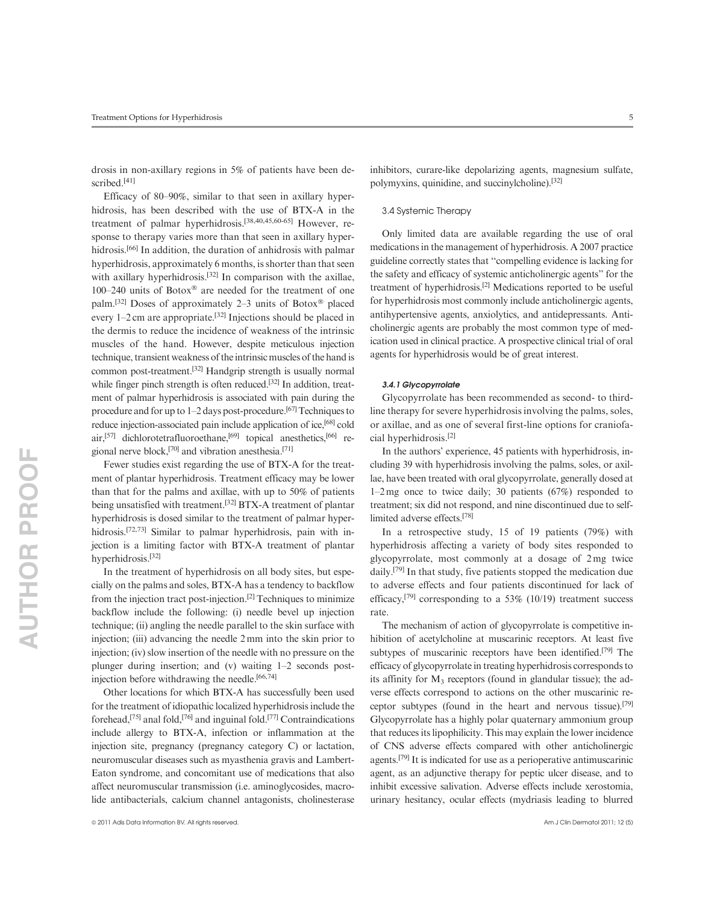drosis in non-axillary regions in 5% of patients have been described.[41]

Efficacy of 80–90%, similar to that seen in axillary hyperhidrosis, has been described with the use of BTX-A in the treatment of palmar hyperhidrosis.[38,40,45,60-65] However, response to therapy varies more than that seen in axillary hyperhidrosis.[66] In addition, the duration of anhidrosis with palmar hyperhidrosis, approximately 6 months, is shorter than that seen with axillary hyperhidrosis.[32] In comparison with the axillae, 100–240 units of Botox® are needed for the treatment of one palm.[32] Doses of approximately 2–3 units of Botox® placed every 1–2 cm are appropriate.[32] Injections should be placed in the dermis to reduce the incidence of weakness of the intrinsic muscles of the hand. However, despite meticulous injection technique, transient weakness of the intrinsic muscles of the hand is common post-treatment.[32] Handgrip strength is usually normal while finger pinch strength is often reduced.[32] In addition, treatment of palmar hyperhidrosis is associated with pain during the procedure and for up to 1–2 days post-procedure.[67] Techniques to reduce injection-associated pain include application of ice,[68] cold air,[57] dichlorotetrafluoroethane,[69] topical anesthetics,[66] regional nerve block,[70] and vibration anesthesia.[71]

Fewer studies exist regarding the use of BTX-A for the treatment of plantar hyperhidrosis. Treatment efficacy may be lower than that for the palms and axillae, with up to 50% of patients being unsatisfied with treatment.[32] BTX-A treatment of plantar hyperhidrosis is dosed similar to the treatment of palmar hyperhidrosis.[72,73] Similar to palmar hyperhidrosis, pain with injection is a limiting factor with BTX-A treatment of plantar hyperhidrosis.[32]

In the treatment of hyperhidrosis on all body sites, but especially on the palms and soles, BTX-A has a tendency to backflow from the injection tract post-injection.[2] Techniques to minimize backflow include the following: (i) needle bevel up injection technique; (ii) angling the needle parallel to the skin surface with injection; (iii) advancing the needle 2 mm into the skin prior to injection; (iv) slow insertion of the needle with no pressure on the plunger during insertion; and (v) waiting 1–2 seconds post-injection before withdrawing the needle.[66,74]

Other locations for which BTX-A has successfully been used for the treatment of idiopathic localized hyperhidrosis include the forehead,[75] anal fold,[76] and inguinal fold.[77] Contraindications include allergy to BTX-A, infection or inflammation at the injection site, pregnancy (pregnancy category C) or lactation, neuromuscular diseases such as myasthenia gravis and Lambert-Eaton syndrome, and concomitant use of medications that also affect neuromuscular transmission (i.e. aminoglycosides, macrolide antibacterials, calcium channel antagonists, cholinesterase inhibitors, curare-like depolarizing agents, magnesium sulfate, polymyxins, quinidine, and succinylcholine).[32]

### 3.4 Systemic Therapy

Only limited data are available regarding the use of oral medications in the management of hyperhidrosis. A 2007 practice guideline correctly states that "compelling evidence is lacking for the safety and efficacy of systemic anticholinergic agents" for the treatment of hyperhidrosis.[2] Medications reported to be useful for hyperhidrosis most commonly include anticholinergic agents, antihypertensive agents, anxiolytics, and antidepressants. Anticholinergic agents are probably the most common type of medication used in clinical practice. A prospective clinical trial of oral agents for hyperhidrosis would be of great interest.

#### *3.4.1 Glycopyrrolate*

Glycopyrrolate has been recommended as second- to third-line therapy for severe hyperhidrosis involving the palms, soles, or axillae, and as one of several first-line options for craniofacial hyperhidrosis.[2]

In the authors' experience, 45 patients with hyperhidrosis, including 39 with hyperhidrosis involving the palms, soles, or axillae, have been treated with oral glycopyrrolate, generally dosed at 1–2 mg once to twice daily; 30 patients (67%) responded to treatment; six did not respond, and nine discontinued due to self-limited adverse effects.[78]

In a retrospective study, 15 of 19 patients (79%) with hyperhidrosis affecting a variety of body sites responded to glycopyrrolate, most commonly at a dosage of 2 mg twice daily.[79] In that study, five patients stopped the medication due to adverse effects and four patients discontinued for lack of efficacy,[79] corresponding to a 53% (10/19) treatment success rate.

The mechanism of action of glycopyrrolate is competitive inhibition of acetylcholine at muscarinic receptors. At least five subtypes of muscarinic receptors have been identified.[79] The efficacy of glycopyrrolate in treating hyperhidrosis corresponds to its affinity for $M_3$ receptors (found in glandular tissue); the adverse effects correspond to actions on the other muscarinic receptor subtypes (found in the heart and nervous tissue).[79] Glycopyrrolate has a highly polar quaternary ammonium group that reduces its lipophilicity. This may explain the lower incidence of CNS adverse effects compared with other anticholinergic agents.[79] It is indicated for use as a perioperative antimuscarinic agent, as an adjunctive therapy for peptic ulcer disease, and to inhibit excessive salivation. Adverse effects include xerostomia, urinary hesitancy, ocular effects (mydriasis leading to blurred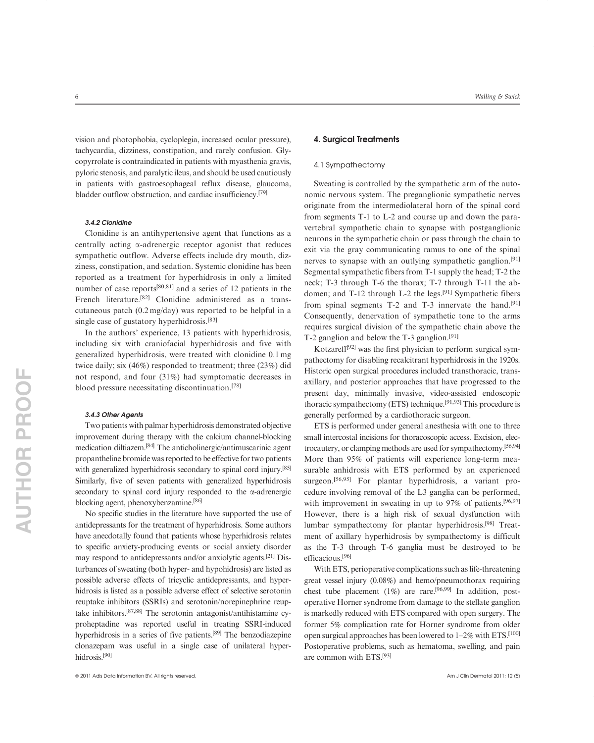vision and photophobia, cycloplegia, increased ocular pressure), tachycardia, dizziness, constipation, and rarely confusion. Glycopyrrolate is contraindicated in patients with myasthenia gravis, pyloric stenosis, and paralytic ileus, and should be used cautiously in patients with gastroesophageal reflux disease, glaucoma, bladder outflow obstruction, and cardiac insufficiency.[79]

#### 3.4.2 Clonidine

Clonidine is an antihypertensive agent that functions as a centrally acting α-adrenergic receptor agonist that reduces sympathetic outflow. Adverse effects include dry mouth, dizziness, constipation, and sedation. Systemic clonidine has been reported as a treatment for hyperhidrosis in only a limited number of case reports[80,81] and a series of 12 patients in the French literature.[82] Clonidine administered as a transcutaneous patch (0.2 mg/day) was reported to be helpful in a single case of gustatory hyperhidrosis.[83]

In the authors' experience, 13 patients with hyperhidrosis, including six with craniofacial hyperhidrosis and five with generalized hyperhidrosis, were treated with clonidine 0.1 mg twice daily; six (46%) responded to treatment; three (23%) did not respond, and four (31%) had symptomatic decreases in blood pressure necessitating discontinuation.[78]

#### 3.4.3 Other Agents

Two patients with palmar hyperhidrosis demonstrated objective improvement during therapy with the calcium channel-blocking medication diltiazem.[84] The anticholinergic/antimuscarinic agent propantheline bromide was reported to be effective for two patients with generalized hyperhidrosis secondary to spinal cord injury.[85] Similarly, five of seven patients with generalized hyperhidrosis secondary to spinal cord injury responded to the α-adrenergic blocking agent, phenoxybenzamine.[86]

No specific studies in the literature have supported the use of antidepressants for the treatment of hyperhidrosis. Some authors have anecdotally found that patients whose hyperhidrosis relates to specific anxiety-producing events or social anxiety disorder may respond to antidepressants and/or anxiolytic agents.[21] Disturbances of sweating (both hyper- and hypohidrosis) are listed as possible adverse effects of tricyclic antidepressants, and hyperhidrosis is listed as a possible adverse effect of selective serotonin reuptake inhibitors (SSRIs) and serotonin/norepinephrine reuptake inhibitors.[87,88] The serotonin antagonist/antihistamine cyproheptadine was reported useful in treating SSRI-induced hyperhidrosis in a series of five patients.[89] The benzodiazepine clonazepam was useful in a single case of unilateral hyperhidrosis.[90]

## 4. Surgical Treatments

### 4.1 Sympathectomy

Sweating is controlled by the sympathetic arm of the autonomic nervous system. The preganglionic sympathetic nerves originate from the intermediolateral horn of the spinal cord from segments T-1 to L-2 and course up and down the paravertebral sympathetic chain to synapse with postganglionic neurons in the sympathetic chain or pass through the chain to exit via the gray communicating ramus to one of the spinal nerves to synapse with an outlying sympathetic ganglion.[91] Segmental sympathetic fibers from T-1 supply the head; T-2 the neck; T-3 through T-6 the thorax; T-7 through T-11 the abdomen; and T-12 through L-2 the legs.[91] Sympathetic fibers from spinal segments T-2 and T-3 innervate the hand.[91] Consequently, denervation of sympathetic tone to the arms requires surgical division of the sympathetic chain above the T-2 ganglion and below the T-3 ganglion.[91]

Kotzareff[92] was the first physician to perform surgical sympathectomy for disabling recalcitrant hyperhidrosis in the 1920s. Historic open surgical procedures included transthoracic, transaxillary, and posterior approaches that have progressed to the present day, minimally invasive, video-assisted endoscopic thoracic sympathectomy (ETS) technique.[91,93] This procedure is generally performed by a cardiothoracic surgeon.

ETS is performed under general anesthesia with one to three small intercostal incisions for thoracoscopic access. Excision, electrocautery, or clamping methods are used for sympathectomy.[56,94] More than 95% of patients will experience long-term measurable anhidrosis with ETS performed by an experienced surgeon.[56,95] For plantar hyperhidrosis, a variant procedure involving removal of the L3 ganglia can be performed, with improvement in sweating in up to 97% of patients.[96,97] However, there is a high risk of sexual dysfunction with lumbar sympathectomy for plantar hyperhidrosis.[98] Treatment of axillary hyperhidrosis by sympathectomy is difficult as the T-3 through T-6 ganglia must be destroyed to be efficacious.[96]

With ETS, perioperative complications such as life-threatening great vessel injury (0.08%) and hemo/pneumothorax requiring chest tube placement (1%) are rare.[96,99] In addition, postoperative Horner syndrome from damage to the stellate ganglion is markedly reduced with ETS compared with open surgery. The former 5% complication rate for Horner syndrome from older open surgical approaches has been lowered to 1–2% with ETS.[100] Postoperative problems, such as hematoma, swelling, and pain are common with ETS.[93]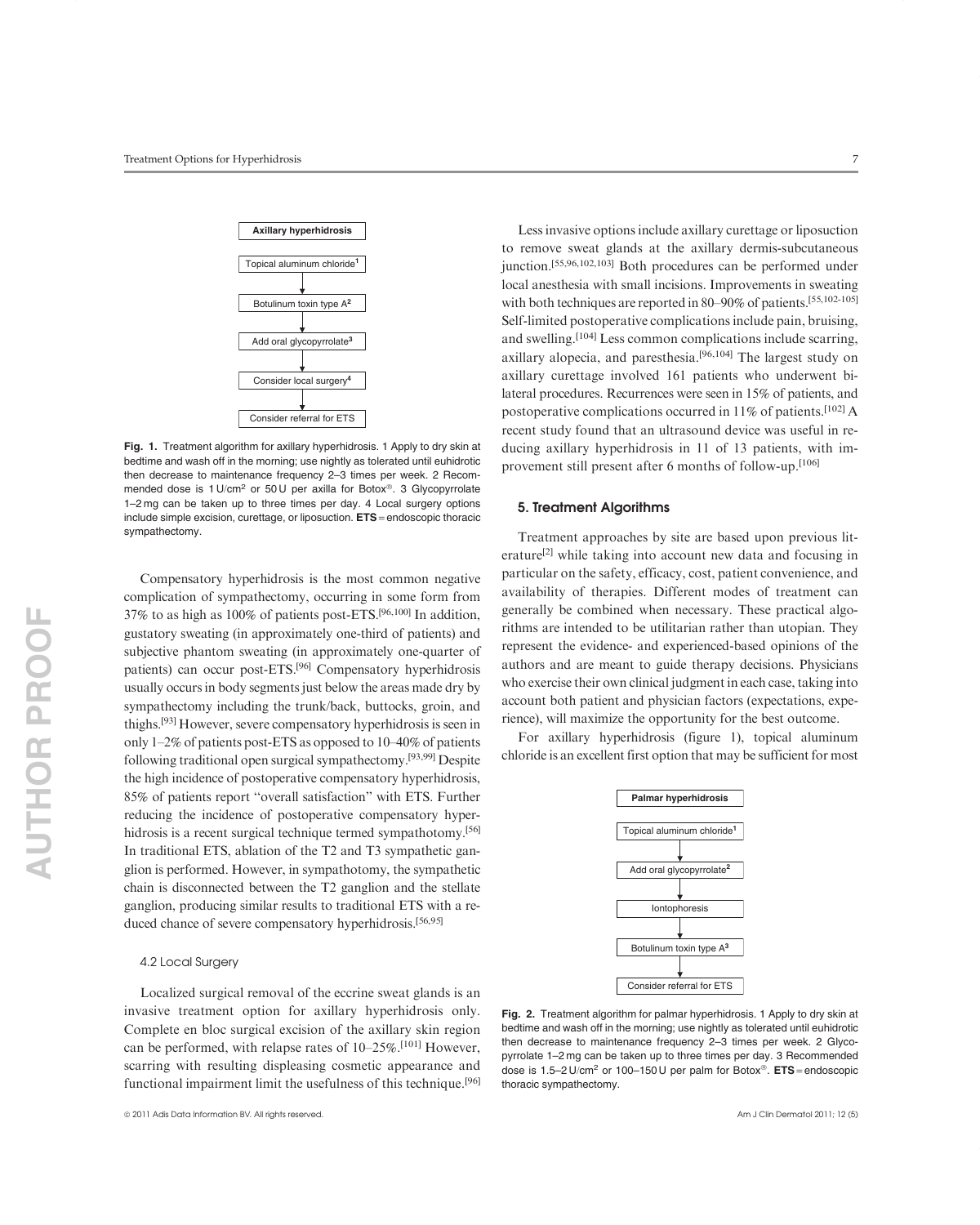Axillary hyperhidrosis

Topical aluminum chloride[1]

↓

Botulinum toxin type A[2]

↓

Add oral glycopyrrolate[3]

↓

Consider local surgery[4]

↓

Consider referral for ETS

**Fig. 1.** Treatment algorithm for axillary hyperhidrosis. 1 Apply to dry skin at bedtime and wash off in the morning; use nightly as tolerated until euhidrotic then decrease to maintenance frequency 2–3 times per week. 2 Recommended dose is 1 U/cm$^2$ or 50 U per axilla for Botox®. 3 Glycopyrrolate 1–2 mg can be taken up to three times per day. 4 Local surgery options include simple excision, curettage, or liposuction. **ETS** = endoscopic thoracic sympathectomy.

Compensatory hyperhidrosis is the most common negative complication of sympathectomy, occurring in some form from 37% to as high as 100% of patients post-ETS.[96,100] In addition, gustatory sweating (in approximately one-third of patients) and subjective phantom sweating (in approximately one-quarter of patients) can occur post-ETS.[96] Compensatory hyperhidrosis usually occurs in body segments just below the areas made dry by sympathectomy including the trunk/back, buttocks, groin, and thighs.[93] However, severe compensatory hyperhidrosis is seen in only 1–2% of patients post-ETS as opposed to 10–40% of patients following traditional open surgical sympathectomy.[93,99] Despite the high incidence of postoperative compensatory hyperhidrosis, 85% of patients report "overall satisfaction" with ETS. Further reducing the incidence of postoperative compensatory hyperhidrosis is a recent surgical technique termed sympathotomy.[56] In traditional ETS, ablation of the T2 and T3 sympathetic ganglion is performed. However, in sympathotomy, the sympathetic chain is disconnected between the T2 ganglion and the stellate ganglion, producing similar results to traditional ETS with a reduced chance of severe compensatory hyperhidrosis.[56,95]

### 4.2 Local Surgery

Localized surgical removal of the eccrine sweat glands is an invasive treatment option for axillary hyperhidrosis only. Complete en bloc surgical excision of the axillary skin region can be performed, with relapse rates of 10–25%.[101] However, scarring with resulting displeasing cosmetic appearance and functional impairment limit the usefulness of this technique.[96]

Less invasive options include axillary curettage or liposuction to remove sweat glands at the axillary dermis-subcutaneous junction.[55,96,102,103] Both procedures can be performed under local anesthesia with small incisions. Improvements in sweating with both techniques are reported in 80–90% of patients.[55,102-105] Self-limited postoperative complications include pain, bruising, and swelling.[104] Less common complications include scarring, axillary alopecia, and paresthesia.[96,104] The largest study on axillary curettage involved 161 patients who underwent bilateral procedures. Recurrences were seen in 15% of patients, and postoperative complications occurred in 11% of patients.[102] A recent study found that an ultrasound device was useful in reducing axillary hyperhidrosis in 11 of 13 patients, with improvement still present after 6 months of follow-up.[106]

## 5. Treatment Algorithms

Treatment approaches by site are based upon previous literature[2] while taking into account new data and focusing in particular on the safety, efficacy, cost, patient convenience, and availability of therapies. Different modes of treatment can generally be combined when necessary. These practical algorithms are intended to be utilitarian rather than utopian. They represent the evidence- and experienced-based opinions of the authors and are meant to guide therapy decisions. Physicians who exercise their own clinical judgment in each case, taking into account both patient and physician factors (expectations, experience), will maximize the opportunity for the best outcome.

For axillary hyperhidrosis (figure 1), topical aluminum chloride is an excellent first option that may be sufficient for most

Palmar hyperhidrosis

Topical aluminum chloride[1]

↓

Add oral glycopyrrolate[2]

↓

Iontophoresis

↓

Botulinum toxin type A[3]

↓

Consider referral for ETS

**Fig. 2.** Treatment algorithm for palmar hyperhidrosis. 1 Apply to dry skin at bedtime and wash off in the morning; use nightly as tolerated until euhidrotic then decrease to maintenance frequency 2–3 times per week. 2 Glycopyrrolate 1–2 mg can be taken up to three times per day. 3 Recommended dose is 1.5–2 U/cm$^2$ or 100–150 U per palm for Botox®. **ETS** = endoscopic thoracic sympathectomy.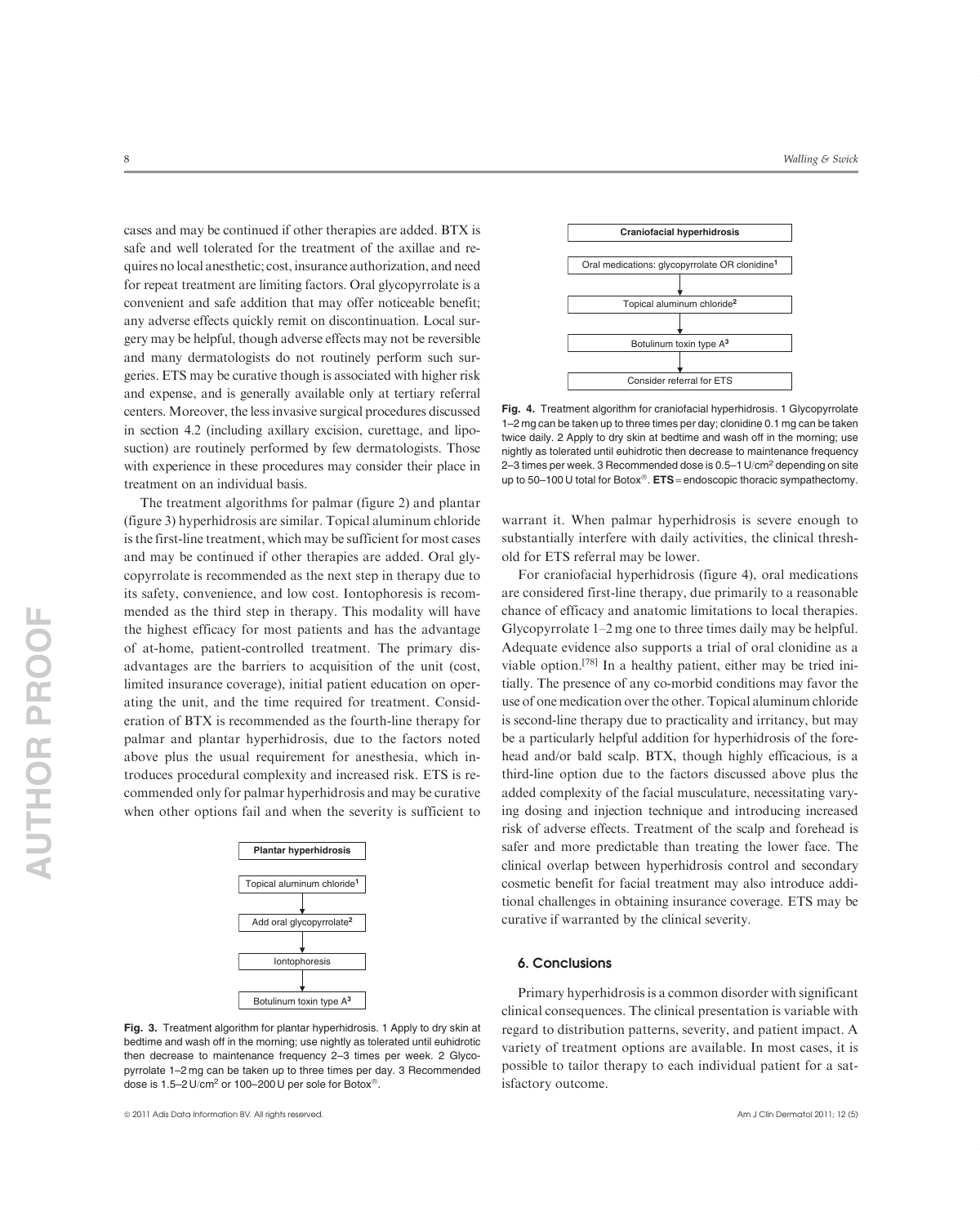cases and may be continued if other therapies are added. BTX is safe and well tolerated for the treatment of the axillae and requires no local anesthetic; cost, insurance authorization, and need for repeat treatment are limiting factors. Oral glycopyrrolate is a convenient and safe addition that may offer noticeable benefit; any adverse effects quickly remit on discontinuation. Local surgery may be helpful, though adverse effects may not be reversible and many dermatologists do not routinely perform such surgeries. ETS may be curative though is associated with higher risk and expense, and is generally available only at tertiary referral centers. Moreover, the less invasive surgical procedures discussed in section 4.2 (including axillary excision, curettage, and liposuction) are routinely performed by few dermatologists. Those with experience in these procedures may consider their place in treatment on an individual basis.

The treatment algorithms for palmar (figure 2) and plantar (figure 3) hyperhidrosis are similar. Topical aluminum chloride is the first-line treatment, which may be sufficient for most cases and may be continued if other therapies are added. Oral glycopyrrolate is recommended as the next step in therapy due to its safety, convenience, and low cost. Iontophoresis is recommended as the third step in therapy. This modality will have the highest efficacy for most patients and has the advantage of at-home, patient-controlled treatment. The primary disadvantages are the barriers to acquisition of the unit (cost, limited insurance coverage), initial patient education on operating the unit, and the time required for treatment. Consideration of BTX is recommended as the fourth-line therapy for palmar and plantar hyperhidrosis, due to the factors noted above plus the usual requirement for anesthesia, which introduces procedural complexity and increased risk. ETS is recommended only for palmar hyperhidrosis and may be curative when other options fail and when the severity is sufficient to warrant it. When palmar hyperhidrosis is severe enough to substantially interfere with daily activities, the clinical threshold for ETS referral may be lower.

**Plantar hyperhidrosis**

Topical aluminum chloride[1]
↓
Add oral glycopyrrolate[2]
↓
Iontophoresis
↓
Botulinum toxin type A[3]

**Fig. 3.** Treatment algorithm for plantar hyperhidrosis. 1 Apply to dry skin at bedtime and wash off in the morning; use nightly as tolerated until euhidrotic then decrease to maintenance frequency 2–3 times per week. 2 Glycopyrrolate 1–2 mg can be taken up to three times per day. 3 Recommended dose is 1.5–2 U/cm$^2$ or 100–200 U per sole for Botox®.

**Craniofacial hyperhidrosis**

Oral medications: glycopyrrolate OR clonidine[1]
↓
Topical aluminum chloride[2]
↓
Botulinum toxin type A[3]
↓
Consider referral for ETS

**Fig. 4.** Treatment algorithm for craniofacial hyperhidrosis. 1 Glycopyrrolate 1–2 mg can be taken up to three times per day; clonidine 0.1 mg can be taken twice daily. 2 Apply to dry skin at bedtime and wash off in the morning; use nightly as tolerated until euhidrotic then decrease to maintenance frequency 2–3 times per week. 3 Recommended dose is 0.5–1 U/cm$^2$ depending on site up to 50–100 U total for Botox®. **ETS** = endoscopic thoracic sympathectomy.

For craniofacial hyperhidrosis (figure 4), oral medications are considered first-line therapy, due primarily to a reasonable chance of efficacy and anatomic limitations to local therapies. Glycopyrrolate 1–2 mg one to three times daily may be helpful. Adequate evidence also supports a trial of oral clonidine as a viable option.[78] In a healthy patient, either may be tried initially. The presence of any co-morbid conditions may favor the use of one medication over the other. Topical aluminum chloride is second-line therapy due to practicality and irritancy, but may be a particularly helpful addition for hyperhidrosis of the forehead and/or bald scalp. BTX, though highly efficacious, is a third-line option due to the factors discussed above plus the added complexity of the facial musculature, necessitating varying dosing and injection technique and introducing increased risk of adverse effects. Treatment of the scalp and forehead is safer and more predictable than treating the lower face. The clinical overlap between hyperhidrosis control and secondary cosmetic benefit for facial treatment may also introduce additional challenges in obtaining insurance coverage. ETS may be curative if warranted by the clinical severity.

## 6. Conclusions

Primary hyperhidrosis is a common disorder with significant clinical consequences. The clinical presentation is variable with regard to distribution patterns, severity, and patient impact. A variety of treatment options are available. In most cases, it is possible to tailor therapy to each individual patient for a satisfactory outcome.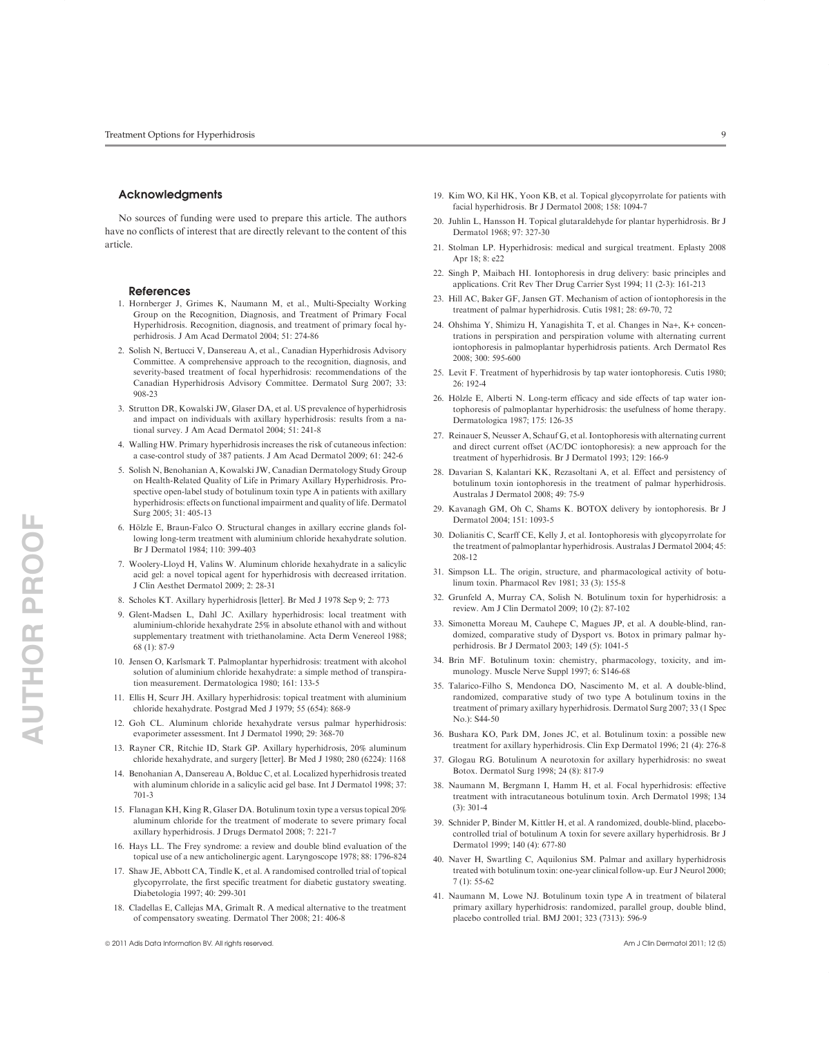## Acknowledgments

No sources of funding were used to prepare this article. The authors have no conflicts of interest that are directly relevant to the content of this article.

## References

1. Hornberger J, Grimes K, Naumann M, et al., Multi-Specialty Working Group on the Recognition, Diagnosis, and Treatment of Primary Focal Hyperhidrosis. Recognition, diagnosis, and treatment of primary focal hyperhidrosis. J Am Acad Dermatol 2004; 51: 274-86
2. Solish N, Bertucci V, Dansereau A, et al., Canadian Hyperhidrosis Advisory Committee. A comprehensive approach to the recognition, diagnosis, and severity-based treatment of focal hyperhidrosis: recommendations of the Canadian Hyperhidrosis Advisory Committee. Dermatol Surg 2007; 33: 908-23
3. Strutton DR, Kowalski JW, Glaser DA, et al. US prevalence of hyperhidrosis and impact on individuals with axillary hyperhidrosis: results from a national survey. J Am Acad Dermatol 2004; 51: 241-8
4. Walling HW. Primary hyperhidrosis increases the risk of cutaneous infection: a case-control study of 387 patients. J Am Acad Dermatol 2009; 61: 242-6
5. Solish N, Benohanian A, Kowalski JW, Canadian Dermatology Study Group on Health-Related Quality of Life in Primary Axillary Hyperhidrosis. Prospective open-label study of botulinum toxin type A in patients with axillary hyperhidrosis: effects on functional impairment and quality of life. Dermatol Surg 2005; 31: 405-13
6. Hölzle E, Braun-Falco O. Structural changes in axillary eccrine glands following long-term treatment with aluminium chloride hexahydrate solution. Br J Dermatol 1984; 110: 399-403
7. Woolery-Lloyd H, Valins W. Aluminum chloride hexahydrate in a salicylic acid gel: a novel topical agent for hyperhidrosis with decreased irritation. J Clin Aesthet Dermatol 2009; 2: 28-31
8. Scholes KT. Axillary hyperhidrosis [letter]. Br Med J 1978 Sep 9; 2: 773
9. Glent-Madsen L, Dahl JC. Axillary hyperhidrosis: local treatment with aluminium-chloride hexahydrate 25% in absolute ethanol with and without supplementary treatment with triethanolamine. Acta Derm Venereol 1988; 68 (1): 87-9
10. Jensen O, Karlsmark T. Palmoplantar hyperhidrosis: treatment with alcohol solution of aluminium chloride hexahydrate: a simple method of transpiration measurement. Dermatologica 1980; 161: 133-5
11. Ellis H, Scurr JH. Axillary hyperhidrosis: topical treatment with aluminium chloride hexahydrate. Postgrad Med J 1979; 55 (654): 868-9
12. Goh CL. Aluminum chloride hexahydrate versus palmar hyperhidrosis: evaporimeter assessment. Int J Dermatol 1990; 29: 368-70
13. Rayner CR, Ritchie ID, Stark GP. Axillary hyperhidrosis, 20% aluminum chloride hexahydrate, and surgery [letter]. Br Med J 1980; 280 (6224): 1168
14. Benohanian A, Dansereau A, Bolduc C, et al. Localized hyperhidrosis treated with aluminum chloride in a salicylic acid gel base. Int J Dermatol 1998; 37: 701-3
15. Flanagan KH, King R, Glaser DA. Botulinum toxin type a versus topical 20% aluminum chloride for the treatment of moderate to severe primary focal axillary hyperhidrosis. J Drugs Dermatol 2008; 7: 221-7
16. Hays LL. The Frey syndrome: a review and double blind evaluation of the topical use of a new anticholinergic agent. Laryngoscope 1978; 88: 1796-824
17. Shaw JE, Abbott CA, Tindle K, et al. A randomised controlled trial of topical glycopyrrolate, the first specific treatment for diabetic gustatory sweating. Diabetologia 1997; 40: 299-301
18. Cladellas E, Callejas MA, Grimalt R. A medical alternative to the treatment of compensatory sweating. Dermatol Ther 2008; 21: 406-8
19. Kim WO, Kil HK, Yoon KB, et al. Topical glycopyrrolate for patients with facial hyperhidrosis. Br J Dermatol 2008; 158: 1094-7
20. Juhlin L, Hansson H. Topical glutaraldehyde for plantar hyperhidrosis. Br J Dermatol 1968; 97: 327-30
21. Stolman LP. Hyperhidrosis: medical and surgical treatment. Eplasty 2008 Apr 18; 8: e22
22. Singh P, Maibach HI. Iontophoresis in drug delivery: basic principles and applications. Crit Rev Ther Drug Carrier Syst 1994; 11 (2-3): 161-213
23. Hill AC, Baker GF, Jansen GT. Mechanism of action of iontophoresis in the treatment of palmar hyperhidrosis. Cutis 1981; 28: 69-70, 72
24. Ohshima Y, Shimizu H, Yanagishita T, et al. Changes in Na+, K+ concentrations in perspiration and perspiration volume with alternating current iontophoresis in palmoplantar hyperhidrosis patients. Arch Dermatol Res 2008; 300: 595-600
25. Levit F. Treatment of hyperhidrosis by tap water iontophoresis. Cutis 1980; 26: 192-4
26. Hölzle E, Alberti N. Long-term efficacy and side effects of tap water iontophoresis of palmoplantar hyperhidrosis: the usefulness of home therapy. Dermatologica 1987; 175: 126-35
27. Reinauer S, Neusser A, Schauf G, et al. Iontophoresis with alternating current and direct current offset (AC/DC iontophoresis): a new approach for the treatment of hyperhidrosis. Br J Dermatol 1993; 129: 166-9
28. Davarian S, Kalantari KK, Rezasoltani A, et al. Effect and persistency of botulinum toxin iontophoresis in the treatment of palmar hyperhidrosis. Australas J Dermatol 2008; 49: 75-9
29. Kavanagh GM, Oh C, Shams K. BOTOX delivery by iontophoresis. Br J Dermatol 2004; 151: 1093-5
30. Dolianitis C, Scarff CE, Kelly J, et al. Iontophoresis with glycopyrrolate for the treatment of palmoplantar hyperhidrosis. Australas J Dermatol 2004; 45: 208-12
31. Simpson LL. The origin, structure, and pharmacological activity of botulinum toxin. Pharmacol Rev 1981; 33 (3): 155-8
32. Grunfeld A, Murray CA, Solish N. Botulinum toxin for hyperhidrosis: a review. Am J Clin Dermatol 2009; 10 (2): 87-102
33. Simonetta Moreau M, Cauhepe C, Magues JP, et al. A double-blind, randomized, comparative study of Dysport vs. Botox in primary palmar hyperhidrosis. Br J Dermatol 2003; 149 (5): 1041-5
34. Brin MF. Botulinum toxin: chemistry, pharmacology, toxicity, and immunology. Muscle Nerve Suppl 1997; 6: S146-68
35. Talarico-Filho S, Mendonca DO, Nascimento M, et al. A double-blind, randomized, comparative study of two type A botulinum toxins in the treatment of primary axillary hyperhidrosis. Dermatol Surg 2007; 33 (1 Spec No.): S44-50
36. Bushara KO, Park DM, Jones JC, et al. Botulinum toxin: a possible new treatment for axillary hyperhidrosis. Clin Exp Dermatol 1996; 21 (4): 276-8
37. Glogau RG. Botulinum A neurotoxin for axillary hyperhidrosis: no sweat Botox. Dermatol Surg 1998; 24 (8): 817-9
38. Naumann M, Bergmann I, Hamm H, et al. Focal hyperhidrosis: effective treatment with intracutaneous botulinum toxin. Arch Dermatol 1998; 134 (3): 301-4
39. Schnider P, Binder M, Kittler H, et al. A randomized, double-blind, placebo-controlled trial of botulinum A toxin for severe axillary hyperhidrosis. Br J Dermatol 1999; 140 (4): 677-80
40. Naver H, Swartling C, Aquilonius SM. Palmar and axillary hyperhidrosis treated with botulinum toxin: one-year clinical follow-up. Eur J Neurol 2000; 7 (1): 55-62
41. Naumann M, Lowe NJ. Botulinum toxin type A in treatment of bilateral primary axillary hyperhidrosis: randomized, parallel group, double blind, placebo controlled trial. BMJ 2001; 323 (7313): 596-9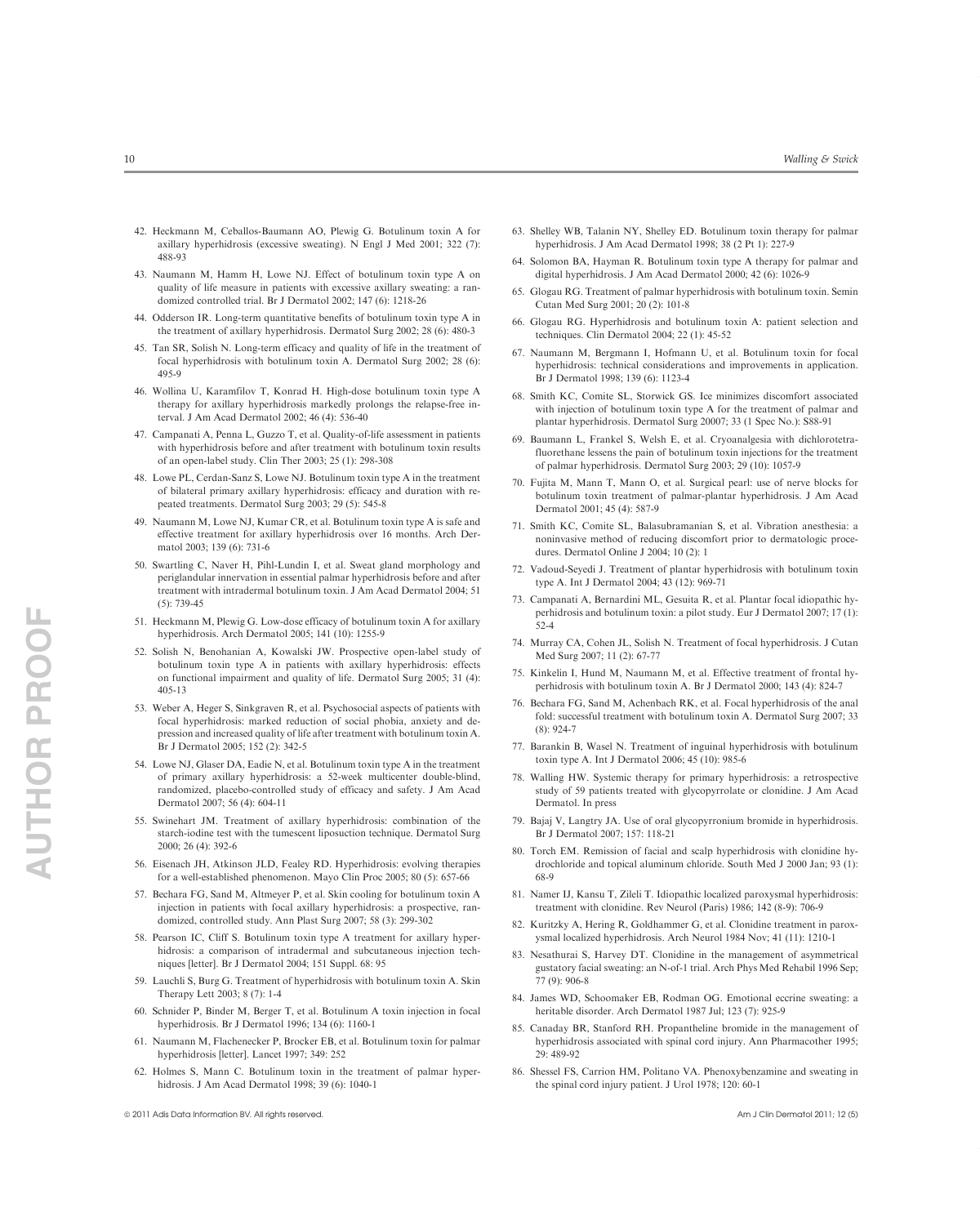42. Heckmann M, Ceballos-Baumann AO, Plewig G. Botulinum toxin A for axillary hyperhidrosis (excessive sweating). N Engl J Med 2001; 322 (7): 488-93
43. Naumann M, Hamm H, Lowe NJ. Effect of botulinum toxin type A on quality of life measure in patients with excessive axillary sweating: a randomized controlled trial. Br J Dermatol 2002; 147 (6): 1218-26
44. Odderson IR. Long-term quantitative benefits of botulinum toxin type A in the treatment of axillary hyperhidrosis. Dermatol Surg 2002; 28 (6): 480-3
45. Tan SR, Solish N. Long-term efficacy and quality of life in the treatment of focal hyperhidrosis with botulinum toxin A. Dermatol Surg 2002; 28 (6): 495-9
46. Wollina U, Karamfilov T, Konrad H. High-dose botulinum toxin type A therapy for axillary hyperhidrosis markedly prolongs the relapse-free interval. J Am Acad Dermatol 2002; 46 (4): 536-40
47. Campanati A, Penna L, Guzzo T, et al. Quality-of-life assessment in patients with hyperhidrosis before and after treatment with botulinum toxin results of an open-label study. Clin Ther 2003; 25 (1): 298-308
48. Lowe PL, Cerdan-Sanz S, Lowe NJ. Botulinum toxin type A in the treatment of bilateral primary axillary hyperhidrosis: efficacy and duration with repeated treatments. Dermatol Surg 2003; 29 (5): 545-8
49. Naumann M, Lowe NJ, Kumar CR, et al. Botulinum toxin type A is safe and effective treatment for axillary hyperhidrosis over 16 months. Arch Dermatol 2003; 139 (6): 731-6
50. Swartling C, Naver H, Pihl-Lundin I, et al. Sweat gland morphology and periglandular innervation in essential palmar hyperhidrosis before and after treatment with intradermal botulinum toxin. J Am Acad Dermatol 2004; 51 (5): 739-45
51. Heckmann M, Plewig G. Low-dose efficacy of botulinum toxin A for axillary hyperhidrosis. Arch Dermatol 2005; 141 (10): 1255-9
52. Solish N, Benohanian A, Kowalski JW. Prospective open-label study of botulinum toxin type A in patients with axillary hyperhidrosis: effects on functional impairment and quality of life. Dermatol Surg 2005; 31 (4): 405-13
53. Weber A, Heger S, Sinkgraven R, et al. Psychosocial aspects of patients with focal hyperhidrosis: marked reduction of social phobia, anxiety and depression and increased quality of life after treatment with botulinum toxin A. Br J Dermatol 2005; 152 (2): 342-5
54. Lowe NJ, Glaser DA, Eadie N, et al. Botulinum toxin type A in the treatment of primary axillary hyperhidrosis: a 52-week multicenter double-blind, randomized, placebo-controlled study of efficacy and safety. J Am Acad Dermatol 2007; 56 (4): 604-11
55. Swinehart JM. Treatment of axillary hyperhidrosis: combination of the starch-iodine test with the tumescent liposuction technique. Dermatol Surg 2000; 26 (4): 392-6
56. Eisenach JH, Atkinson JLD, Fealey RD. Hyperhidrosis: evolving therapies for a well-established phenomenon. Mayo Clin Proc 2005; 80 (5): 657-66
57. Bechara FG, Sand M, Altmeyer P, et al. Skin cooling for botulinum toxin A injection in patients with focal axillary hyperhidrosis: a prospective, randomized, controlled study. Ann Plast Surg 2007; 58 (3): 299-302
58. Pearson IC, Cliff S. Botulinum toxin type A treatment for axillary hyperhidrosis: a comparison of intradermal and subcutaneous injection techniques [letter]. Br J Dermatol 2004; 151 Suppl. 68: 95
59. Lauchli S, Burg G. Treatment of hyperhidrosis with botulinum toxin A. Skin Therapy Lett 2003; 8 (7): 1-4
60. Schnider P, Binder M, Berger T, et al. Botulinum A toxin injection in focal hyperhidrosis. Br J Dermatol 1996; 134 (6): 1160-1
61. Naumann M, Flachenecker P, Brocker EB, et al. Botulinum toxin for palmar hyperhidrosis [letter]. Lancet 1997; 349: 252
62. Holmes S, Mann C. Botulinum toxin in the treatment of palmar hyperhidrosis. J Am Acad Dermatol 1998; 39 (6): 1040-1
63. Shelley WB, Talanin NY, Shelley ED. Botulinum toxin therapy for palmar hyperhidrosis. J Am Acad Dermatol 1998; 38 (2 Pt 1): 227-9
64. Solomon BA, Hayman R. Botulinum toxin type A therapy for palmar and digital hyperhidrosis. J Am Acad Dermatol 2000; 42 (6): 1026-9
65. Glogau RG. Treatment of palmar hyperhidrosis with botulinum toxin. Semin Cutan Med Surg 2001; 20 (2): 101-8
66. Glogau RG. Hyperhidrosis and botulinum toxin A: patient selection and techniques. Clin Dermatol 2004; 22 (1): 45-52
67. Naumann M, Bergmann I, Hofmann U, et al. Botulinum toxin for focal hyperhidrosis: technical considerations and improvements in application. Br J Dermatol 1998; 139 (6): 1123-4
68. Smith KC, Comite SL, Storwick GS. Ice minimizes discomfort associated with injection of botulinum toxin type A for the treatment of palmar and plantar hyperhidrosis. Dermatol Surg 20007; 33 (1 Spec No.): S88-91
69. Baumann L, Frankel S, Welsh E, et al. Cryoanalgesia with dichlorotetrafluorethane lessens the pain of botulinum toxin injections for the treatment of palmar hyperhidrosis. Dermatol Surg 2003; 29 (10): 1057-9
70. Fujita M, Mann T, Mann O, et al. Surgical pearl: use of nerve blocks for botulinum toxin treatment of palmar-plantar hyperhidrosis. J Am Acad Dermatol 2001; 45 (4): 587-9
71. Smith KC, Comite SL, Balasubramanian S, et al. Vibration anesthesia: a noninvasive method of reducing discomfort prior to dermatologic procedures. Dermatol Online J 2004; 10 (2): 1
72. Vadoud-Seyedi J. Treatment of plantar hyperhidrosis with botulinum toxin type A. Int J Dermatol 2004; 43 (12): 969-71
73. Campanati A, Bernardini ML, Gesuita R, et al. Plantar focal idiopathic hyperhidrosis and botulinum toxin: a pilot study. Eur J Dermatol 2007; 17 (1): 52-4
74. Murray CA, Cohen JL, Solish N. Treatment of focal hyperhidrosis. J Cutan Med Surg 2007; 11 (2): 67-77
75. Kinkelin I, Hund M, Naumann M, et al. Effective treatment of frontal hyperhidrosis with botulinum toxin A. Br J Dermatol 2000; 143 (4): 824-7
76. Bechara FG, Sand M, Achenbach RK, et al. Focal hyperhidrosis of the anal fold: successful treatment with botulinum toxin A. Dermatol Surg 2007; 33 (8): 924-7
77. Barankin B, Wasel N. Treatment of inguinal hyperhidrosis with botulinum toxin type A. Int J Dermatol 2006; 45 (10): 985-6
78. Walling HW. Systemic therapy for primary hyperhidrosis: a retrospective study of 59 patients treated with glycopyrrolate or clonidine. J Am Acad Dermatol. In press
79. Bajaj V, Langtry JA. Use of oral glycopyrronium bromide in hyperhidrosis. Br J Dermatol 2007; 157: 118-21
80. Torch EM. Remission of facial and scalp hyperhidrosis with clonidine hydrochloride and topical aluminum chloride. South Med J 2000 Jan; 93 (1): 68-9
81. Namer IJ, Kansu T, Zileli T. Idiopathic localized paroxysmal hyperhidrosis: treatment with clonidine. Rev Neurol (Paris) 1986; 142 (8-9): 706-9
82. Kuritzky A, Hering R, Goldhammer G, et al. Clonidine treatment in paroxysmal localized hyperhidrosis. Arch Neurol 1984 Nov; 41 (11): 1210-1
83. Nesathurai S, Harvey DT. Clonidine in the management of asymmetrical gustatory facial sweating: an N-of-1 trial. Arch Phys Med Rehabil 1996 Sep; 77 (9): 906-8
84. James WD, Schoomaker EB, Rodman OG. Emotional eccrine sweating: a heritable disorder. Arch Dermatol 1987 Jul; 123 (7): 925-9
85. Canaday BR, Stanford RH. Propantheline bromide in the management of hyperhidrosis associated with spinal cord injury. Ann Pharmacother 1995; 29: 489-92
86. Shessel FS, Carrion HM, Politano VA. Phenoxybenzamine and sweating in the spinal cord injury patient. J Urol 1978; 120: 60-1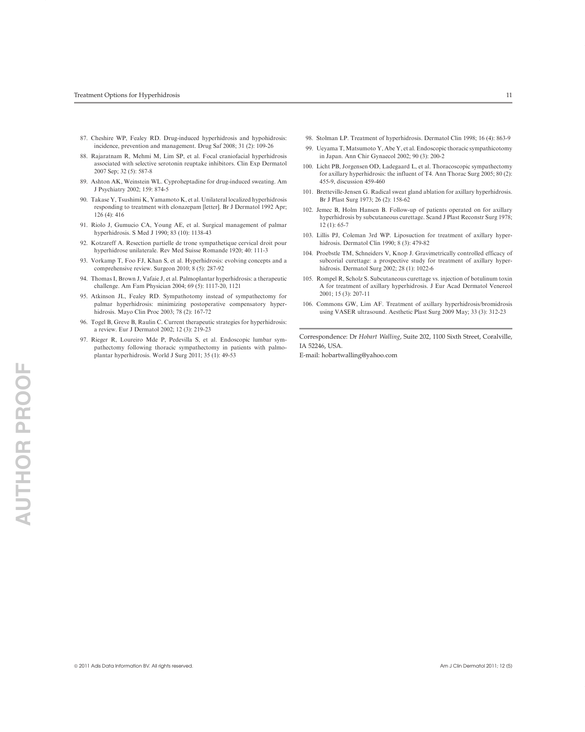87. Cheshire WP, Fealey RD. Drug-induced hyperhidrosis and hypohidrosis: incidence, prevention and management. Drug Saf 2008; 31 (2): 109-26
88. Rajaratnam R, Mehmi M, Lim SP, et al. Focal craniofacial hyperhidrosis associated with selective serotonin reuptake inhibitors. Clin Exp Dermatol 2007 Sep; 32 (5): 587-8
89. Ashton AK, Weinstein WL. Cyproheptadine for drug-induced sweating. Am J Psychiatry 2002; 159: 874-5
90. Takase Y, Tsushimi K, Yamamoto K, et al. Unilateral localized hyperhidrosis responding to treatment with clonazepam [letter]. Br J Dermatol 1992 Apr; 126 (4): 416
91. Riolo J, Gumucio CA, Young AE, et al. Surgical management of palmar hyperhidrosis. S Med J 1990; 83 (10): 1138-43
92. Kotzareff A. Resection partielle de trone sympathetique cervical droit pour hyperhidrose unilaterale. Rev Med Suisse Romande 1920; 40: 111-3
93. Vorkamp T, Foo FJ, Khan S, et al. Hyperhidrosis: evolving concepts and a comprehensive review. Surgeon 2010; 8 (5): 287-92
94. Thomas I, Brown J, Vafaie J, et al. Palmoplantar hyperhidrosis: a therapeutic challenge. Am Fam Physician 2004; 69 (5): 1117-20, 1121
95. Atkinson JL, Fealey RD. Sympathotomy instead of sympathectomy for palmar hyperhidrosis: minimizing postoperative compensatory hyperhidrosis. Mayo Clin Proc 2003; 78 (2): 167-72
96. Togel B, Greve B, Raulin C. Current therapeutic strategies for hyperhidrosis: a review. Eur J Dermatol 2002; 12 (3): 219-23
97. Rieger R, Loureiro Mde P, Pedevilla S, et al. Endoscopic lumbar sympathectomy following thoracic sympathectomy in patients with palmoplantar hyperhidrosis. World J Surg 2011; 35 (1): 49-53
98. Stolman LP. Treatment of hyperhidrosis. Dermatol Clin 1998; 16 (4): 863-9
99. Ueyama T, Matsumoto Y, Abe Y, et al. Endoscopic thoracic sympathicotomy in Japan. Ann Chir Gynaecol 2002; 90 (3): 200-2
100. Licht PB, Jorgensen OD, Ladegaard L, et al. Thoracoscopic sympathectomy for axillary hyperhidrosis: the influent of T4. Ann Thorac Surg 2005; 80 (2): 455-9, discussion 459-460
101. Bretteville-Jensen G. Radical sweat gland ablation for axillary hyperhidrosis. Br J Plast Surg 1973; 26 (2): 158-62
102. Jemec B, Holm Hansen B. Follow-up of patients operated on for axillary hyperhidrosis by subcutaneous curettage. Scand J Plast Reconstr Surg 1978; 12 (1): 65-7
103. Lillis PJ, Coleman 3rd WP. Liposuction for treatment of axillary hyperhidrosis. Dermatol Clin 1990; 8 (3): 479-82
104. Proebstle TM, Schneiders V, Knop J. Gravimetrically controlled efficacy of subcorial curettage: a prospective study for treatment of axillary hyperhidrosis. Dermatol Surg 2002; 28 (1): 1022-6
105. Rompel R, Scholz S. Subcutaneous curettage vs. injection of botulinum toxin A for treatment of axillary hyperhidrosis. J Eur Acad Dermatol Venereol 2001; 15 (3): 207-11
106. Commons GW, Lim AF. Treatment of axillary hyperhidrosis/bromidrosis using VASER ultrasound. Aesthetic Plast Surg 2009 May; 33 (3): 312-23

Correspondence: Dr *Hobart Walling*, Suite 202, 1100 Sixth Street, Coralville, IA 52246, USA.

E-mail: hobartwalling@yahoo.com